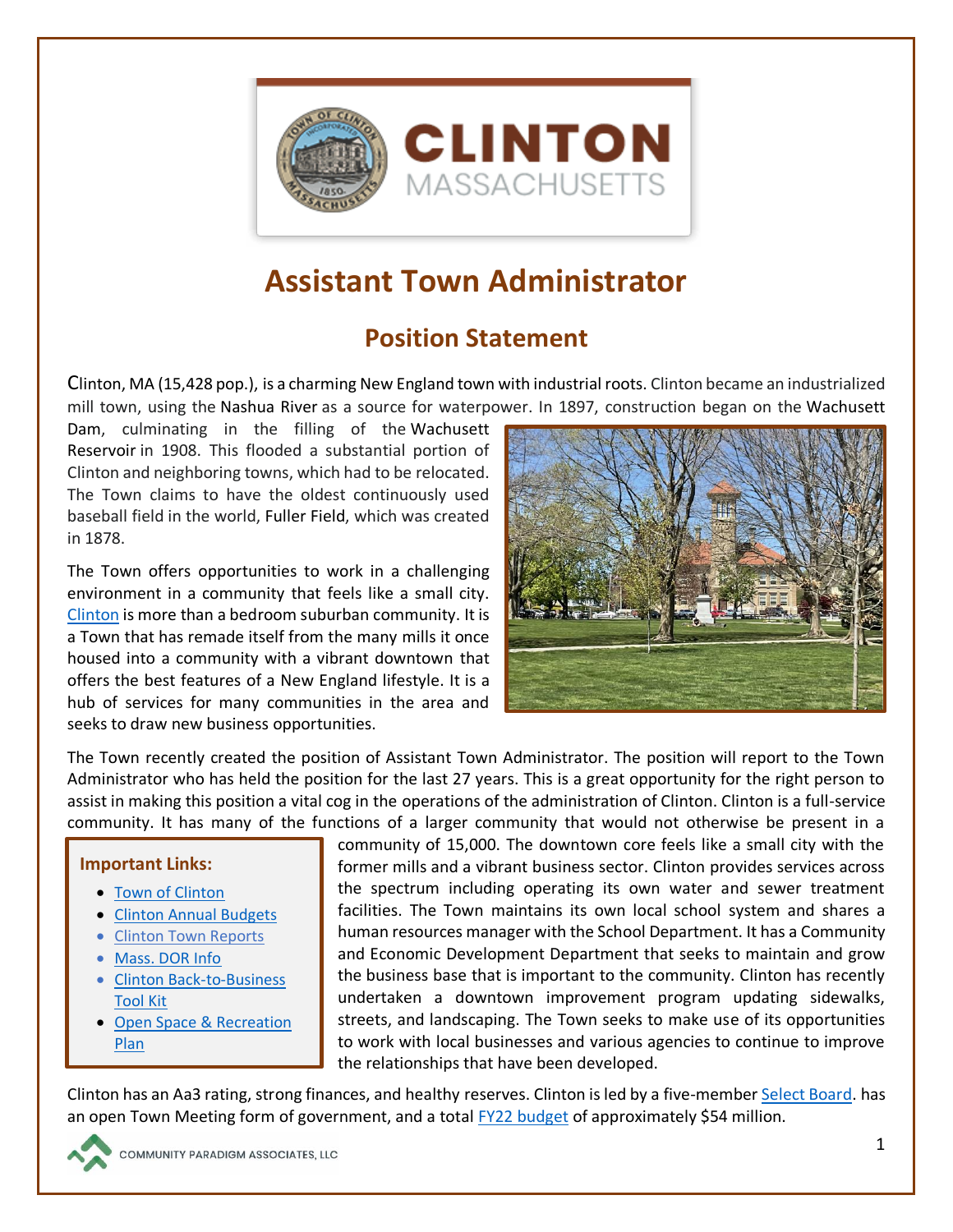# Assistant Town Administrator

## Position Statement

Clinton, MA (15,428 pop.), is a charming New England town with industrial roots. Clinton became an industrialized mill town, using the Nashua River as a source for waterpower. In 1897, construction began on the Wachusett Dam, culminating in the filling of the Wachusett Reservoir in 1908. This flooded a substantial portion of Clinton and neighboring towns, which had to be relocated. The Town claims to have the oldest continuously used baseball field in the world, Fuller Field, which was created in 1878.

The Town offers opportunities to work in a challenging environment in a community that feels like a small city. Clinton is more than a bedroom suburban community. It is a Town that has remade itself from the many mills it once housed into a community with a vibrant downtown that offers the best features of a New England lifestyle. It is a hub of services for many communities in the area and seeks to draw new business opportunities.

The Town recently created the position of Assistant Town Administrator. The position will report to the Town Administrator who has held the position for the last 27 years. This is a great opportunity for the right person to assist in making this position a vital cog in the operations of the administration of Clinton. Clinton is a full-service community. It has many of the functions of a larger community that would not otherwise be present in a community of 15,000. The downtown core feels like a small city with the former mills and a vibrant business sector. Clinton provides services across the spectrum including operating its own water and sewer treatment facilities. The Town maintains its own local school system and shares a human resources manager with the School Department. It has a Community and Economic Development Department that seeks to maintain and grow the business base that is important to the community. Clinton has recently undertaken a downtown improvement program updating sidewalks, streets, and landscaping. The Town seeks to make use of its opportunities to work with local businesses and various agencies to continue to improve the relationships that have been developed.

**Important Links:**

- Town of Clinton
- Clinton Annual Budgets
- Clinton Town Reports
- Mass. DOR Info
- Clinton Back-to-Business Tool Kit
- Open Space & Recreation Plan

Clinton has an Aa3 rating, strong finances, and healthy reserves. Clinton is led by a five-member Select Board. has an open Town Meeting form of government, and a total FY22 budget of approximately $54 million.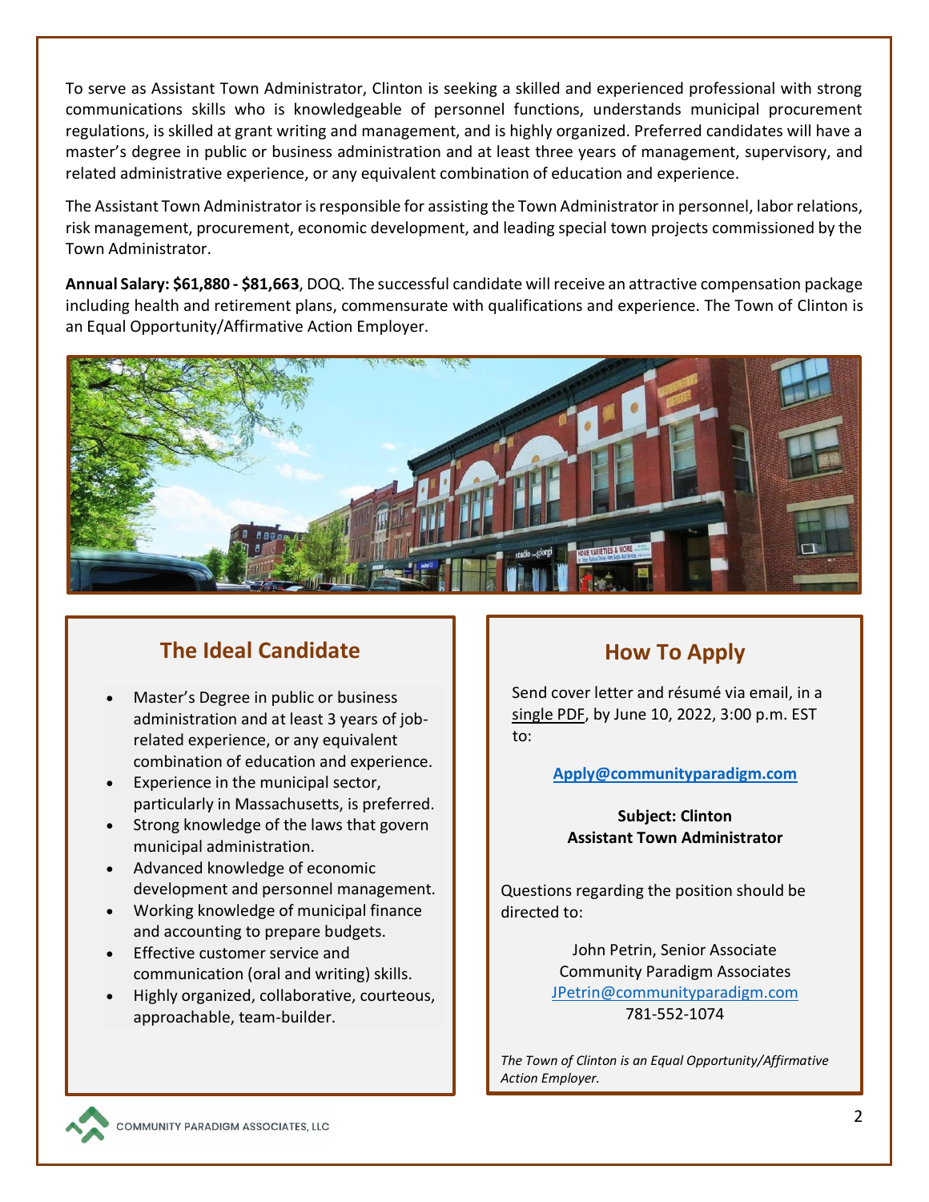To serve as Assistant Town Administrator, Clinton is seeking a skilled and experienced professional with strong communications skills who is knowledgeable of personnel functions, understands municipal procurement regulations, is skilled at grant writing and management, and is highly organized. Preferred candidates will have a master's degree in public or business administration and at least three years of management, supervisory, and related administrative experience, or any equivalent combination of education and experience.

The Assistant Town Administrator is responsible for assisting the Town Administrator in personnel, labor relations, risk management, procurement, economic development, and leading special town projects commissioned by the Town Administrator.

**Annual Salary: $61,880 - $81,663**, DOQ. The successful candidate will receive an attractive compensation package including health and retirement plans, commensurate with qualifications and experience. The Town of Clinton is an Equal Opportunity/Affirmative Action Employer.

## The Ideal Candidate

- Master's Degree in public or business administration and at least 3 years of job-related experience, or any equivalent combination of education and experience.
- Experience in the municipal sector, particularly in Massachusetts, is preferred.
- Strong knowledge of the laws that govern municipal administration.
- Advanced knowledge of economic development and personnel management.
- Working knowledge of municipal finance and accounting to prepare budgets.
- Effective customer service and communication (oral and writing) skills.
- Highly organized, collaborative, courteous, approachable, team-builder.

## How To Apply

Send cover letter and résumé via email, in a single PDF, by June 10, 2022, 3:00 p.m. EST to:

**Apply@communityparadigm.com**

**Subject: Clinton Assistant Town Administrator**

Questions regarding the position should be directed to:

John Petrin, Senior Associate
Community Paradigm Associates
JPetrin@communityparadigm.com
781-552-1074

*The Town of Clinton is an Equal Opportunity/Affirmative Action Employer.*

COMMUNITY PARADIGM ASSOCIATES, LLC